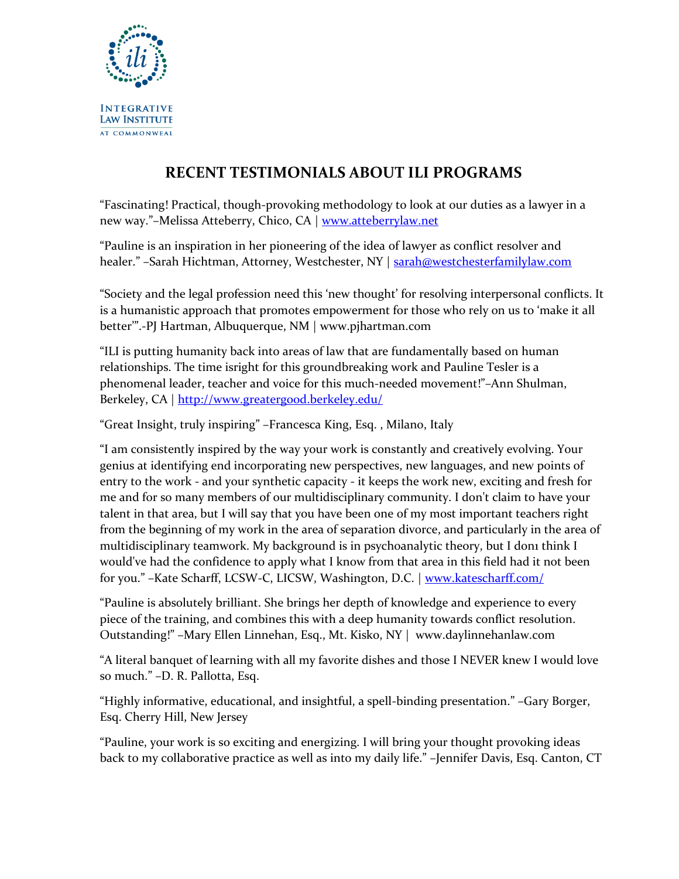INTEGRATIVE LAW INSTITUTE AT COMMONWEAL

# RECENT TESTIMONIALS ABOUT ILI PROGRAMS

"Fascinating! Practical, though-provoking methodology to look at our duties as a lawyer in a new way."–Melissa Atteberry, Chico, CA | www.atteberrylaw.net

"Pauline is an inspiration in her pioneering of the idea of lawyer as conflict resolver and healer." –Sarah Hichtman, Attorney, Westchester, NY | sarah@westchesterfamilylaw.com

"Society and the legal profession need this 'new thought' for resolving interpersonal conflicts. It is a humanistic approach that promotes empowerment for those who rely on us to 'make it all better'".-PJ Hartman, Albuquerque, NM | www.pjhartman.com

"ILI is putting humanity back into areas of law that are fundamentally based on human relationships. The time isright for this groundbreaking work and Pauline Tesler is a phenomenal leader, teacher and voice for this much-needed movement!"–Ann Shulman, Berkeley, CA | http://www.greatergood.berkeley.edu/

"Great Insight, truly inspiring" –Francesca King, Esq. , Milano, Italy

"I am consistently inspired by the way your work is constantly and creatively evolving. Your genius at identifying end incorporating new perspectives, new languages, and new points of entry to the work - and your synthetic capacity - it keeps the work new, exciting and fresh for me and for so many members of our multidisciplinary community. I don't claim to have your talent in that area, but I will say that you have been one of my most important teachers right from the beginning of my work in the area of separation divorce, and particularly in the area of multidisciplinary teamwork. My background is in psychoanalytic theory, but I donı think I would've had the confidence to apply what I know from that area in this field had it not been for you." –Kate Scharff, LCSW-C, LICSW, Washington, D.C. | www.katescharff.com/

"Pauline is absolutely brilliant. She brings her depth of knowledge and experience to every piece of the training, and combines this with a deep humanity towards conflict resolution. Outstanding!" –Mary Ellen Linnehan, Esq., Mt. Kisko, NY | www.daylinnehanlaw.com

"A literal banquet of learning with all my favorite dishes and those I NEVER knew I would love so much." –D. R. Pallotta, Esq.

"Highly informative, educational, and insightful, a spell-binding presentation." –Gary Borger, Esq. Cherry Hill, New Jersey

"Pauline, your work is so exciting and energizing. I will bring your thought provoking ideas back to my collaborative practice as well as into my daily life." –Jennifer Davis, Esq. Canton, CT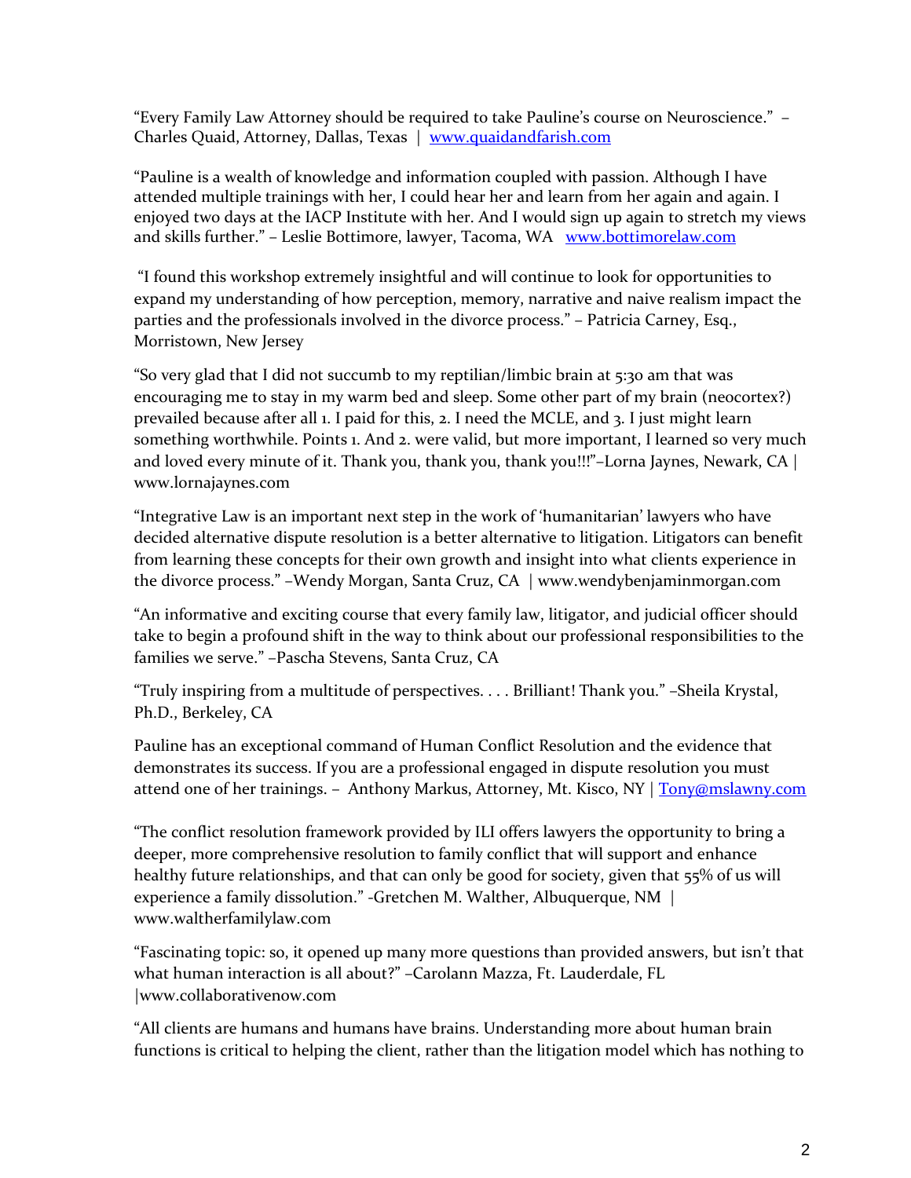"Every Family Law Attorney should be required to take Pauline's course on Neuroscience." – Charles Quaid, Attorney, Dallas, Texas | [www.quaidandfarish.com](http://www.quaidandfarish.com)

"Pauline is a wealth of knowledge and information coupled with passion. Although I have attended multiple trainings with her, I could hear her and learn from her again and again. I enjoyed two days at the IACP Institute with her. And I would sign up again to stretch my views and skills further." – Leslie Bottimore, lawyer, Tacoma, WA [www.bottimorelaw.com](http://www.bottimorelaw.com)

"I found this workshop extremely insightful and will continue to look for opportunities to expand my understanding of how perception, memory, narrative and naive realism impact the parties and the professionals involved in the divorce process." – Patricia Carney, Esq., Morristown, New Jersey

"So very glad that I did not succumb to my reptilian/limbic brain at 5:30 am that was encouraging me to stay in my warm bed and sleep. Some other part of my brain (neocortex?) prevailed because after all 1. I paid for this, 2. I need the MCLE, and 3. I just might learn something worthwhile. Points 1. And 2. were valid, but more important, I learned so very much and loved every minute of it. Thank you, thank you, thank you!!!"–Lorna Jaynes, Newark, CA | www.lornajaynes.com

"Integrative Law is an important next step in the work of 'humanitarian' lawyers who have decided alternative dispute resolution is a better alternative to litigation. Litigators can benefit from learning these concepts for their own growth and insight into what clients experience in the divorce process." –Wendy Morgan, Santa Cruz, CA | www.wendybenjaminmorgan.com

"An informative and exciting course that every family law, litigator, and judicial officer should take to begin a profound shift in the way to think about our professional responsibilities to the families we serve." –Pascha Stevens, Santa Cruz, CA

"Truly inspiring from a multitude of perspectives. . . . Brilliant! Thank you." –Sheila Krystal, Ph.D., Berkeley, CA

Pauline has an exceptional command of Human Conflict Resolution and the evidence that demonstrates its success. If you are a professional engaged in dispute resolution you must attend one of her trainings. – Anthony Markus, Attorney, Mt. Kisco, NY | [Tony@mslawny.com](mailto:Tony@mslawny.com)

"The conflict resolution framework provided by ILI offers lawyers the opportunity to bring a deeper, more comprehensive resolution to family conflict that will support and enhance healthy future relationships, and that can only be good for society, given that 55% of us will experience a family dissolution." -Gretchen M. Walther, Albuquerque, NM | www.waltherfamilylaw.com

"Fascinating topic: so, it opened up many more questions than provided answers, but isn't that what human interaction is all about?" –Carolann Mazza, Ft. Lauderdale, FL |www.collaborativenow.com

"All clients are humans and humans have brains. Understanding more about human brain functions is critical to helping the client, rather than the litigation model which has nothing to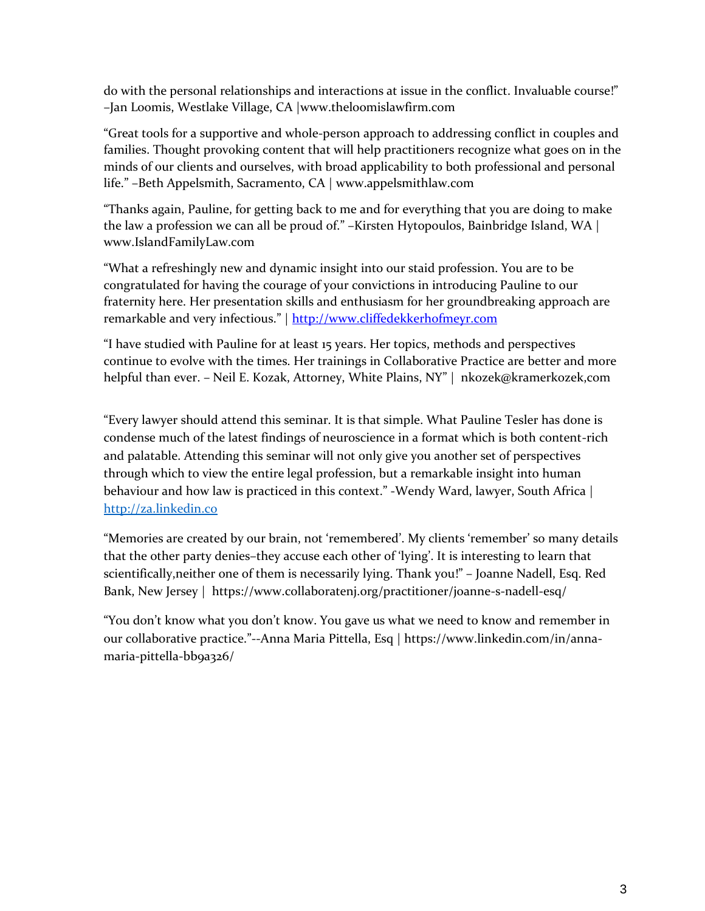do with the personal relationships and interactions at issue in the conflict. Invaluable course!" –Jan Loomis, Westlake Village, CA |www.theloomislawfirm.com

"Great tools for a supportive and whole-person approach to addressing conflict in couples and families. Thought provoking content that will help practitioners recognize what goes on in the minds of our clients and ourselves, with broad applicability to both professional and personal life." –Beth Appelsmith, Sacramento, CA | www.appelsmithlaw.com

"Thanks again, Pauline, for getting back to me and for everything that you are doing to make the law a profession we can all be proud of." –Kirsten Hytopoulos, Bainbridge Island, WA | www.IslandFamilyLaw.com

"What a refreshingly new and dynamic insight into our staid profession. You are to be congratulated for having the courage of your convictions in introducing Pauline to our fraternity here. Her presentation skills and enthusiasm for her groundbreaking approach are remarkable and very infectious." | [http://www.cliffedekkerhofmeyr.com](http://www.cliffedekkerhofmeyr.com)

"I have studied with Pauline for at least 15 years. Her topics, methods and perspectives continue to evolve with the times. Her trainings in Collaborative Practice are better and more helpful than ever. – Neil E. Kozak, Attorney, White Plains, NY" | nkozek@kramerkozek,com

"Every lawyer should attend this seminar. It is that simple. What Pauline Tesler has done is condense much of the latest findings of neuroscience in a format which is both content-rich and palatable. Attending this seminar will not only give you another set of perspectives through which to view the entire legal profession, but a remarkable insight into human behaviour and how law is practiced in this context." -Wendy Ward, lawyer, South Africa | [http://za.linkedin.co](http://za.linkedin.co)

"Memories are created by our brain, not 'remembered'. My clients 'remember' so many details that the other party denies–they accuse each other of 'lying'. It is interesting to learn that scientifically,neither one of them is necessarily lying. Thank you!" – Joanne Nadell, Esq. Red Bank, New Jersey | https://www.collaboratenj.org/practitioner/joanne-s-nadell-esq/

"You don't know what you don't know. You gave us what we need to know and remember in our collaborative practice."--Anna Maria Pittella, Esq | https://www.linkedin.com/in/anna-maria-pittella-bb9a326/